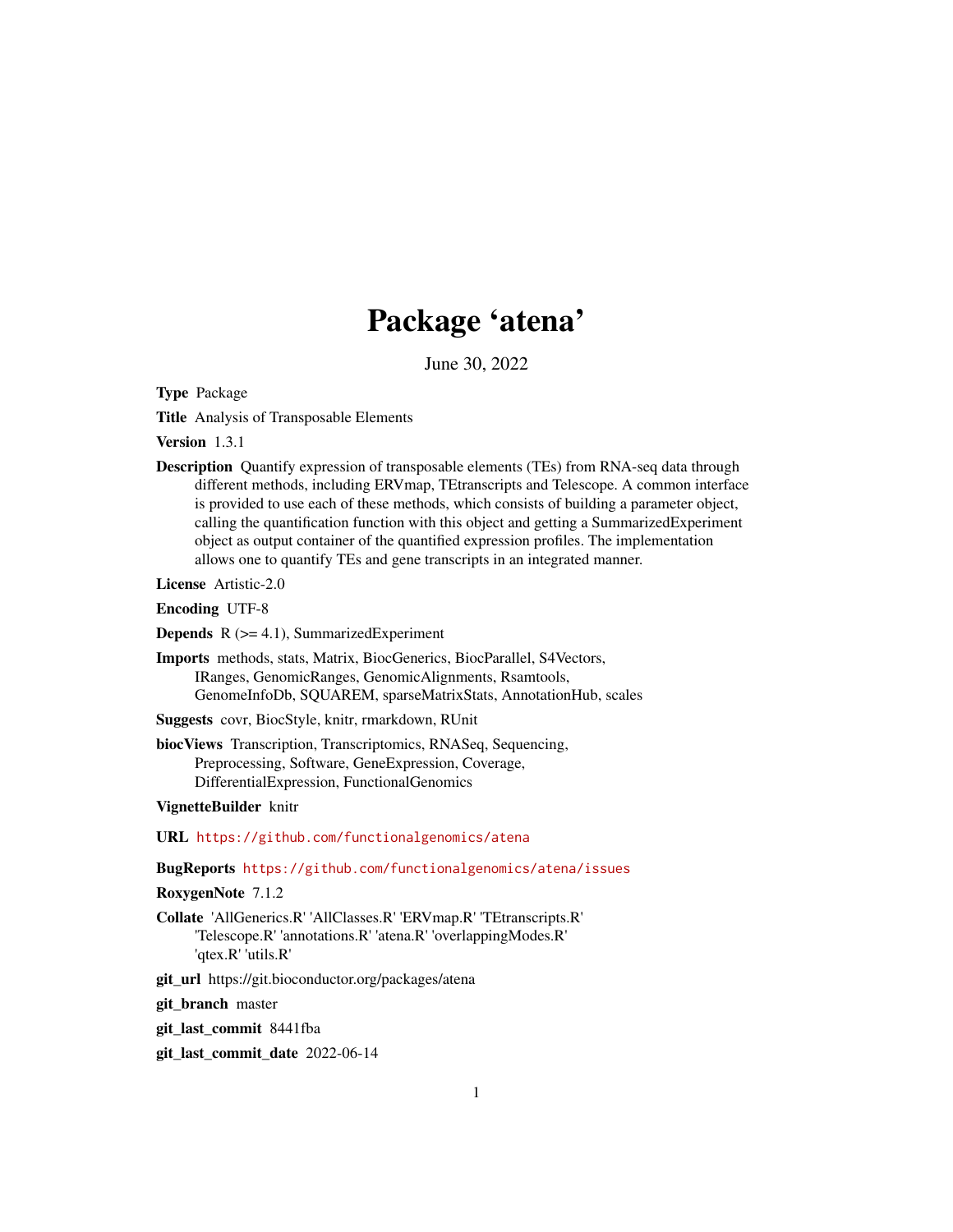# Package 'atena'

June 30, 2022

**Type** Package

**Title** Analysis of Transposable Elements

**Version** 1.3.1

**Description** Quantify expression of transposable elements (TEs) from RNA-seq data through different methods, including ERVmap, TEtranscripts and Telescope. A common interface is provided to use each of these methods, which consists of building a parameter object, calling the quantification function with this object and getting a SummarizedExperiment object as output container of the quantified expression profiles. The implementation allows one to quantify TEs and gene transcripts in an integrated manner.

**License** Artistic-2.0

**Encoding** UTF-8

**Depends** R (>= 4.1), SummarizedExperiment

**Imports** methods, stats, Matrix, BiocGenerics, BiocParallel, S4Vectors, IRanges, GenomicRanges, GenomicAlignments, Rsamtools, GenomeInfoDb, SQUAREM, sparseMatrixStats, AnnotationHub, scales

**Suggests** covr, BiocStyle, knitr, rmarkdown, RUnit

**biocViews** Transcription, Transcriptomics, RNASeq, Sequencing, Preprocessing, Software, GeneExpression, Coverage, DifferentialExpression, FunctionalGenomics

**VignetteBuilder** knitr

**URL** https://github.com/functionalgenomics/atena

**BugReports** https://github.com/functionalgenomics/atena/issues

**RoxygenNote** 7.1.2

**Collate** 'AllGenerics.R' 'AllClasses.R' 'ERVmap.R' 'TEtranscripts.R' 'Telescope.R' 'annotations.R' 'atena.R' 'overlappingModes.R' 'qtex.R' 'utils.R'

**git_url** https://git.bioconductor.org/packages/atena

**git_branch** master

**git_last_commit** 8441fba

**git_last_commit_date** 2022-06-14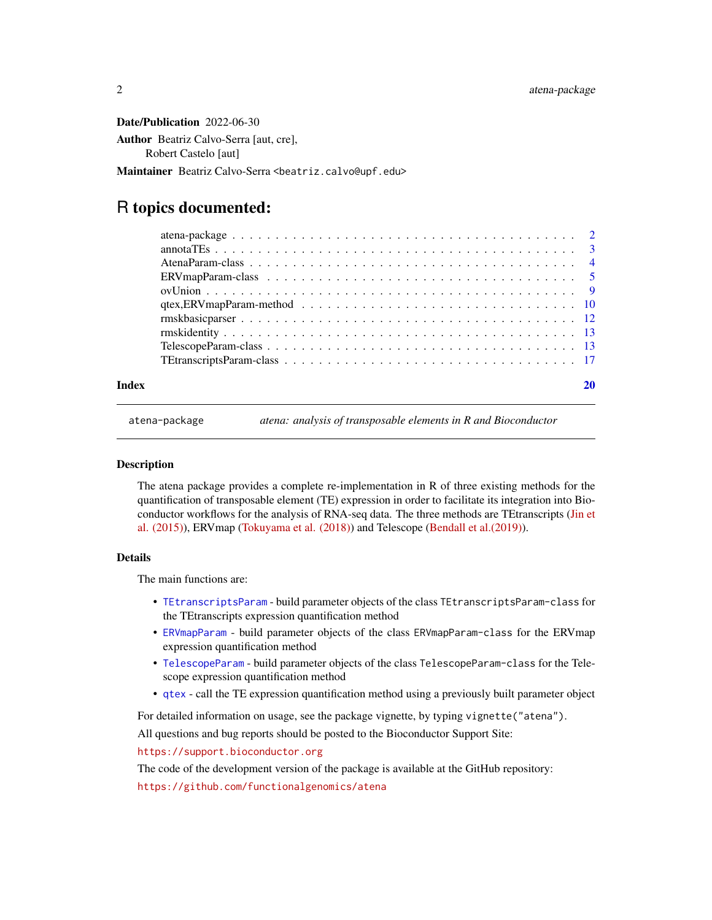**Date/Publication** 2022-06-30

**Author** Beatriz Calvo-Serra [aut, cre],
Robert Castelo [aut]

**Maintainer** Beatriz Calvo-Serra <beatriz.calvo@upf.edu>

# R topics documented:

| | |
|---|---|
| atena-package | 2 |
| annotaTEs | 3 |
| AtenaParam-class | 4 |
| ERVmapParam-class | 5 |
| ovUnion | 9 |
| qtex,ERVmapParam-method | 10 |
| rmskbasicparser | 12 |
| rmskidentity | 13 |
| TelescopeParam-class | 13 |
| TEtranscriptsParam-class | 17 |
| **Index** | **20** |

---

`atena-package` *atena: analysis of transposable elements in R and Bioconductor*

---

### Description

The atena package provides a complete re-implementation in R of three existing methods for the quantification of transposable element (TE) expression in order to facilitate its integration into Bioconductor workflows for the analysis of RNA-seq data. The three methods are TEtranscripts (Jin et al. (2015)), ERVmap (Tokuyama et al. (2018)) and Telescope (Bendall et al.(2019)).

### Details

The main functions are:

- `TEtranscriptsParam` - build parameter objects of the class `TEtranscriptsParam-class` for the TEtranscripts expression quantification method
- `ERVmapParam` - build parameter objects of the class `ERVmapParam-class` for the ERVmap expression quantification method
- `TelescopeParam` - build parameter objects of the class `TelescopeParam-class` for the Telescope expression quantification method
- `qtex` - call the TE expression quantification method using a previously built parameter object

For detailed information on usage, see the package vignette, by typing `vignette("atena")`.

All questions and bug reports should be posted to the Bioconductor Support Site:

https://support.bioconductor.org

The code of the development version of the package is available at the GitHub repository:

https://github.com/functionalgenomics/atena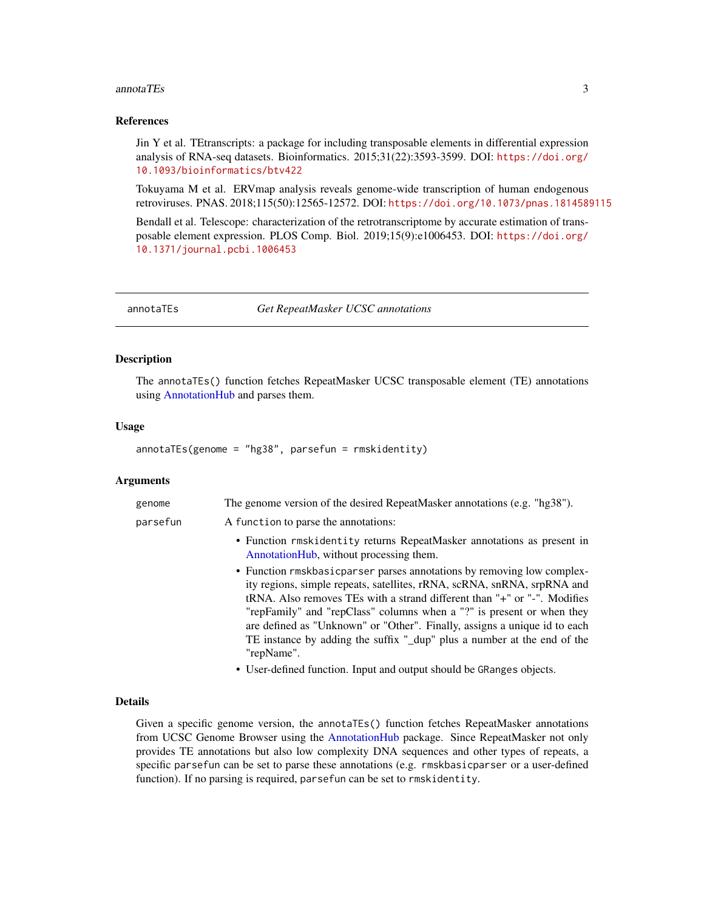### References

Jin Y et al. TEtranscripts: a package for including transposable elements in differential expression analysis of RNA-seq datasets. Bioinformatics. 2015;31(22):3593-3599. DOI: https://doi.org/10.1093/bioinformatics/btv422

Tokuyama M et al. ERVmap analysis reveals genome-wide transcription of human endogenous retroviruses. PNAS. 2018;115(50):12565-12572. DOI: https://doi.org/10.1073/pnas.1814589115

Bendall et al. Telescope: characterization of the retrotranscriptome by accurate estimation of transposable element expression. PLOS Comp. Biol. 2019;15(9):e1006453. DOI: https://doi.org/10.1371/journal.pcbi.1006453

---

## annotaTEs — *Get RepeatMasker UCSC annotations*

### Description

The `annotaTEs()` function fetches RepeatMasker UCSC transposable element (TE) annotations using AnnotationHub and parses them.

### Usage

```
annotaTEs(genome = "hg38", parsefun = rmskidentity)
```

### Arguments

| | |
|---|---|
| `genome` | The genome version of the desired RepeatMasker annotations (e.g. "hg38"). |
| `parsefun` | A `function` to parse the annotations:<br>• Function `rmskidentity` returns RepeatMasker annotations as present in AnnotationHub, without processing them.<br>• Function `rmskbasicparser` parses annotations by removing low complexity regions, simple repeats, satellites, rRNA, scRNA, snRNA, srpRNA and tRNA. Also removes TEs with a strand different than "+" or "-". Modifies "repFamily" and "repClass" columns when a "?" is present or when they are defined as "Unknown" or "Other". Finally, assigns a unique id to each TE instance by adding the suffix "_dup" plus a number at the end of the "repName".<br>• User-defined function. Input and output should be `GRanges` objects. |

### Details

Given a specific genome version, the `annotaTEs()` function fetches RepeatMasker annotations from UCSC Genome Browser using the AnnotationHub package. Since RepeatMasker not only provides TE annotations but also low complexity DNA sequences and other types of repeats, a specific `parsefun` can be set to parse these annotations (e.g. `rmskbasicparser` or a user-defined function). If no parsing is required, `parsefun` can be set to `rmskidentity`.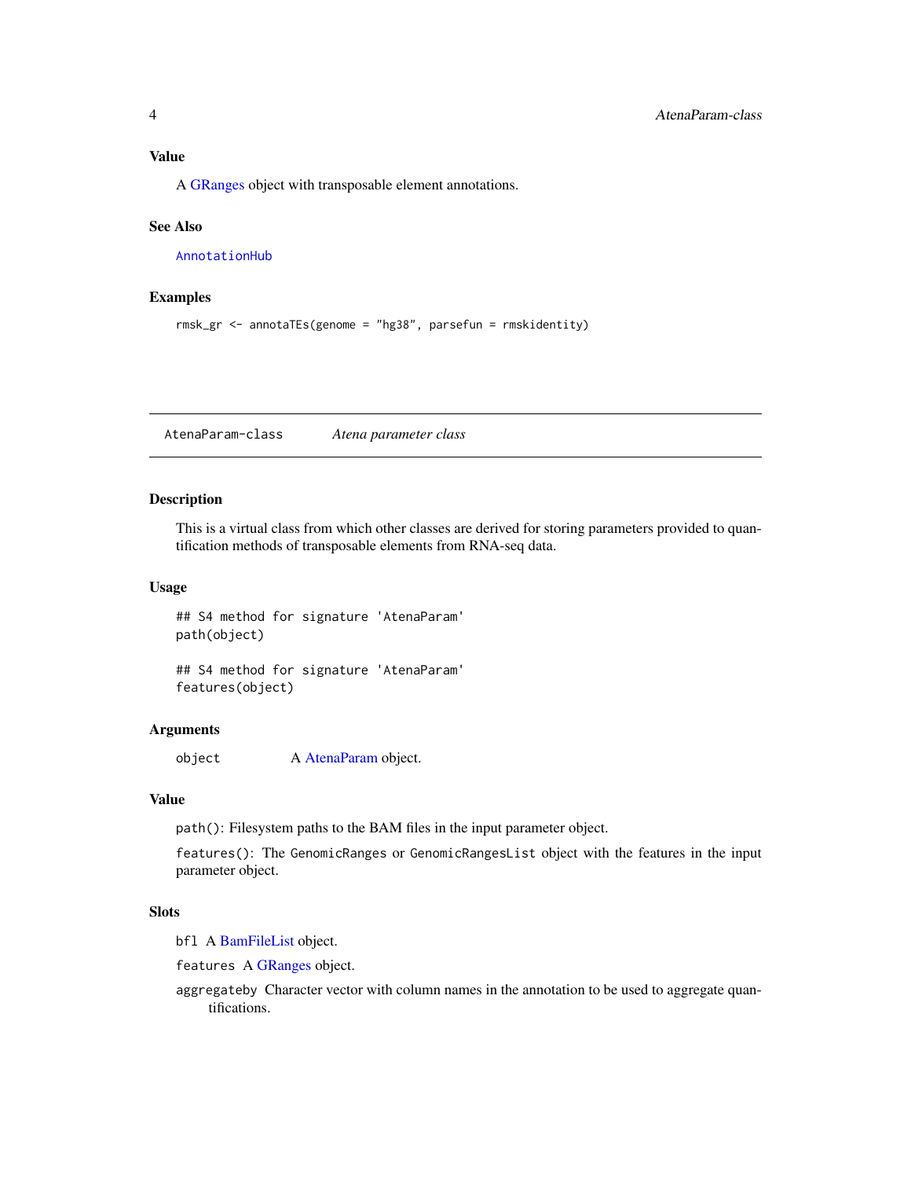### Value

A GRanges object with transposable element annotations.

### See Also

AnnotationHub

### Examples

```
rmsk_gr <- annotaTEs(genome = "hg38", parsefun = rmskidentity)
```

---

## AtenaParam-class — *Atena parameter class*

---

### Description

This is a virtual class from which other classes are derived for storing parameters provided to quantification methods of transposable elements from RNA-seq data.

### Usage

```
## S4 method for signature 'AtenaParam'
path(object)

## S4 method for signature 'AtenaParam'
features(object)
```

### Arguments

`object` A AtenaParam object.

### Value

`path()`: Filesystem paths to the BAM files in the input parameter object.

`features()`: The `GenomicRanges` or `GenomicRangesList` object with the features in the input parameter object.

### Slots

`bfl` A BamFileList object.

`features` A GRanges object.

`aggregateby` Character vector with column names in the annotation to be used to aggregate quantifications.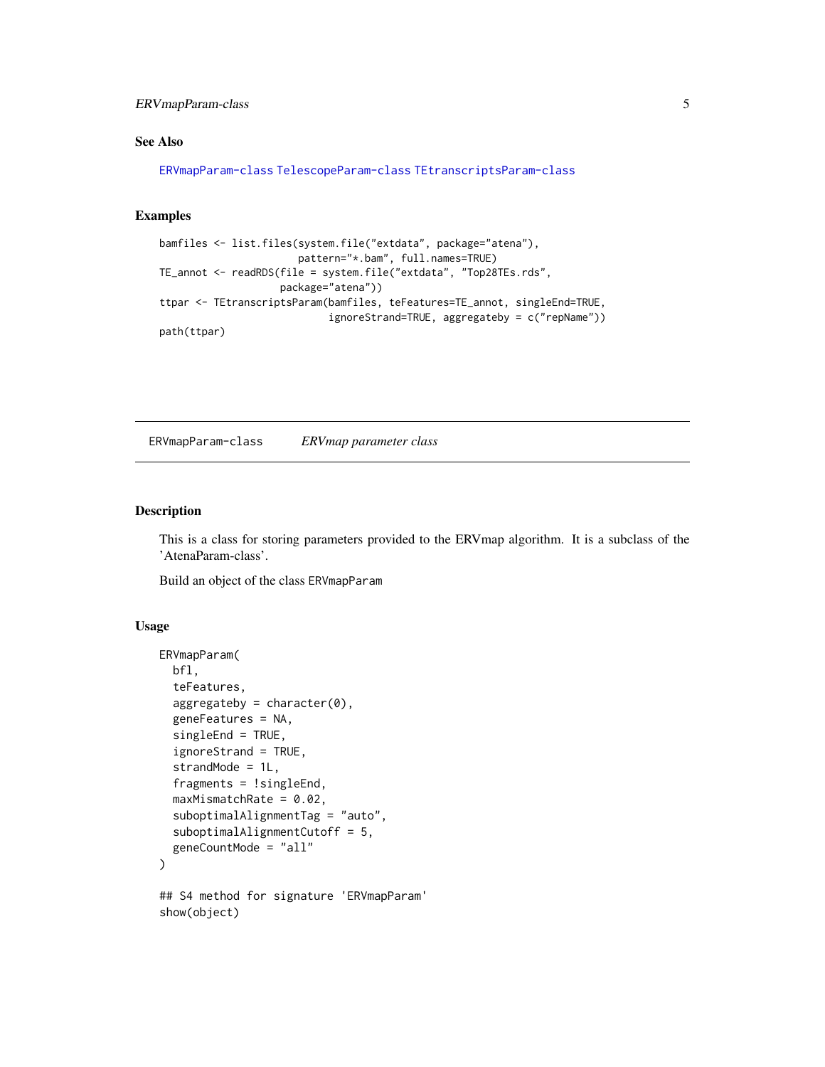### See Also

ERVmapParam-class TelescopeParam-class TEtranscriptsParam-class

### Examples

```
bamfiles <- list.files(system.file("extdata", package="atena"),
                       pattern="*.bam", full.names=TRUE)
TE_annot <- readRDS(file = system.file("extdata", "Top28TEs.rds",
                    package="atena"))
ttpar <- TEtranscriptsParam(bamfiles, teFeatures=TE_annot, singleEnd=TRUE,
                            ignoreStrand=TRUE, aggregateby = c("repName"))
path(ttpar)
```

---

## ERVmapParam-class *ERVmap parameter class*

### Description

This is a class for storing parameters provided to the ERVmap algorithm. It is a subclass of the 'AtenaParam-class'.

Build an object of the class `ERVmapParam`

### Usage

```
ERVmapParam(
  bfl,
  teFeatures,
  aggregateby = character(0),
  geneFeatures = NA,
  singleEnd = TRUE,
  ignoreStrand = TRUE,
  strandMode = 1L,
  fragments = !singleEnd,
  maxMismatchRate = 0.02,
  suboptimalAlignmentTag = "auto",
  suboptimalAlignmentCutoff = 5,
  geneCountMode = "all"
)

## S4 method for signature 'ERVmapParam'
show(object)
```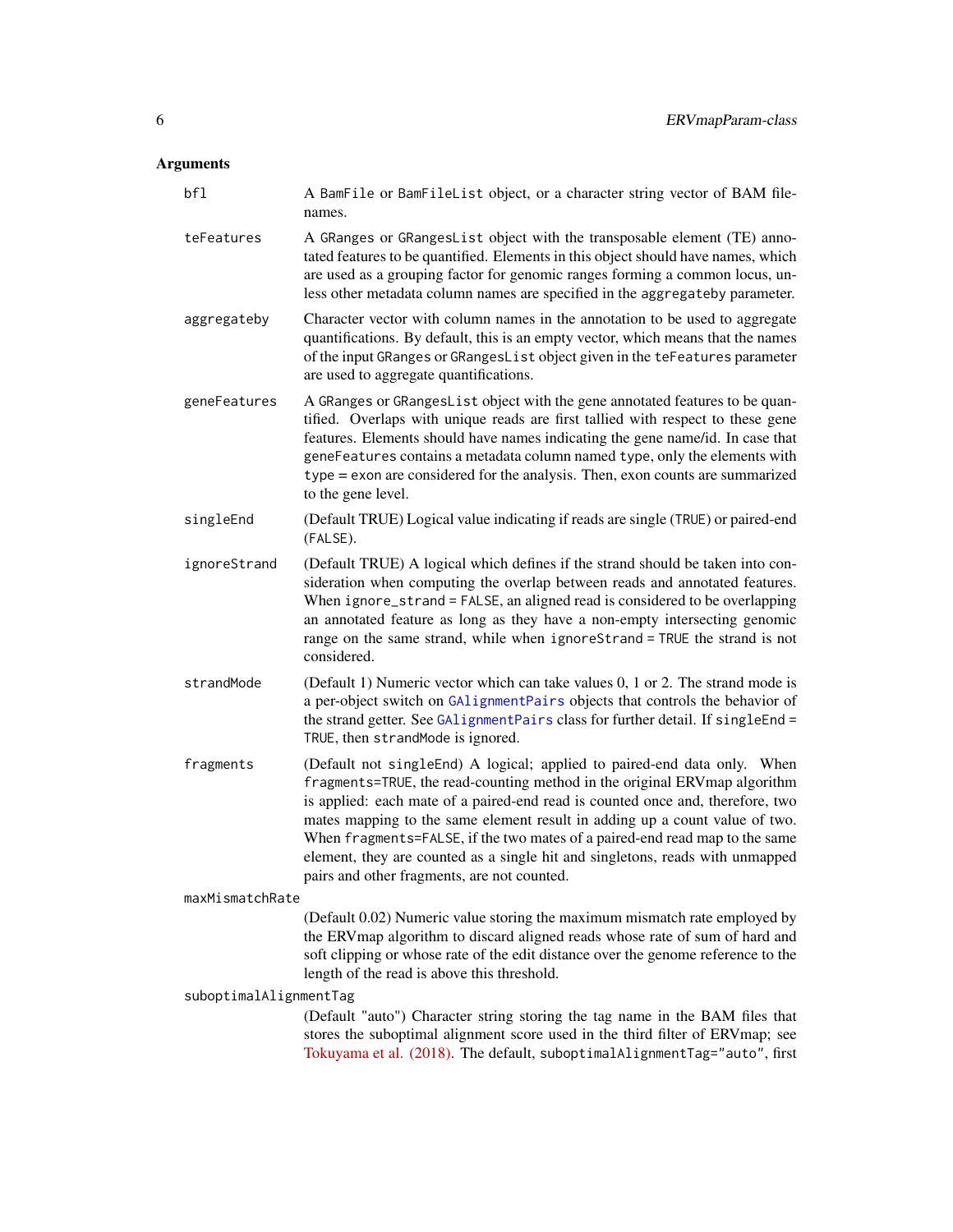## Arguments

**bfl**
A BamFile or BamFileList object, or a character string vector of BAM filenames.

**teFeatures**
A GRanges or GRangesList object with the transposable element (TE) annotated features to be quantified. Elements in this object should have names, which are used as a grouping factor for genomic ranges forming a common locus, unless other metadata column names are specified in the aggregateby parameter.

**aggregateby**
Character vector with column names in the annotation to be used to aggregate quantifications. By default, this is an empty vector, which means that the names of the input GRanges or GRangesList object given in the teFeatures parameter are used to aggregate quantifications.

**geneFeatures**
A GRanges or GRangesList object with the gene annotated features to be quantified. Overlaps with unique reads are first tallied with respect to these gene features. Elements should have names indicating the gene name/id. In case that geneFeatures contains a metadata column named type, only the elements with type = exon are considered for the analysis. Then, exon counts are summarized to the gene level.

**singleEnd**
(Default TRUE) Logical value indicating if reads are single (TRUE) or paired-end (FALSE).

**ignoreStrand**
(Default TRUE) A logical which defines if the strand should be taken into consideration when computing the overlap between reads and annotated features. When ignore_strand = FALSE, an aligned read is considered to be overlapping an annotated feature as long as they have a non-empty intersecting genomic range on the same strand, while when ignoreStrand = TRUE the strand is not considered.

**strandMode**
(Default 1) Numeric vector which can take values 0, 1 or 2. The strand mode is a per-object switch on GAlignmentPairs objects that controls the behavior of the strand getter. See GAlignmentPairs class for further detail. If singleEnd = TRUE, then strandMode is ignored.

**fragments**
(Default not singleEnd) A logical; applied to paired-end data only. When fragments=TRUE, the read-counting method in the original ERVmap algorithm is applied: each mate of a paired-end read is counted once and, therefore, two mates mapping to the same element result in adding up a count value of two. When fragments=FALSE, if the two mates of a paired-end read map to the same element, they are counted as a single hit and singletons, reads with unmapped pairs and other fragments, are not counted.

**maxMismatchRate**
(Default 0.02) Numeric value storing the maximum mismatch rate employed by the ERVmap algorithm to discard aligned reads whose rate of sum of hard and soft clipping or whose rate of the edit distance over the genome reference to the length of the read is above this threshold.

**suboptimalAlignmentTag**
(Default "auto") Character string storing the tag name in the BAM files that stores the suboptimal alignment score used in the third filter of ERVmap; see Tokuyama et al. (2018). The default, suboptimalAlignmentTag="auto", first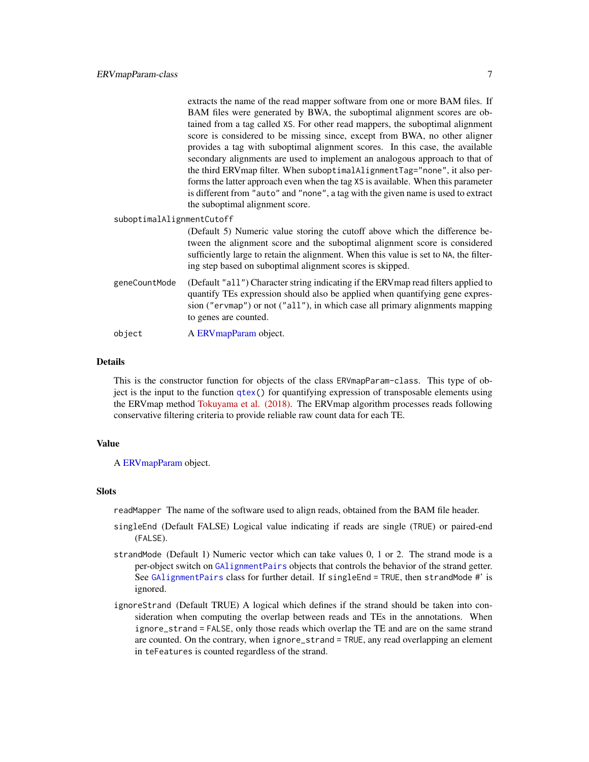extracts the name of the read mapper software from one or more BAM files. If BAM files were generated by BWA, the suboptimal alignment scores are obtained from a tag called `XS`. For other read mappers, the suboptimal alignment score is considered to be missing since, except from BWA, no other aligner provides a tag with suboptimal alignment scores. In this case, the available secondary alignments are used to implement an analogous approach to that of the third ERVmap filter. When `suboptimalAlignmentTag="none"`, it also performs the latter approach even when the tag `XS` is available. When this parameter is different from `"auto"` and `"none"`, a tag with the given name is used to extract the suboptimal alignment score.

`suboptimalAlignmentCutoff`
: (Default 5) Numeric value storing the cutoff above which the difference between the alignment score and the suboptimal alignment score is considered sufficiently large to retain the alignment. When this value is set to `NA`, the filtering step based on suboptimal alignment scores is skipped.

`geneCountMode`
: (Default `"all"`) Character string indicating if the ERVmap read filters applied to quantify TEs expression should also be applied when quantifying gene expression (`"ervmap"`) or not (`"all"`), in which case all primary alignments mapping to genes are counted.

`object`
: A ERVmapParam object.

## Details

This is the constructor function for objects of the class `ERVmapParam-class`. This type of object is the input to the function `qtex()` for quantifying expression of transposable elements using the ERVmap method Tokuyama et al. (2018). The ERVmap algorithm processes reads following conservative filtering criteria to provide reliable raw count data for each TE.

## Value

A ERVmapParam object.

## Slots

`readMapper` The name of the software used to align reads, obtained from the BAM file header.

`singleEnd` (Default FALSE) Logical value indicating if reads are single (`TRUE`) or paired-end (`FALSE`).

`strandMode` (Default 1) Numeric vector which can take values 0, 1 or 2. The strand mode is a per-object switch on `GAlignmentPairs` objects that controls the behavior of the strand getter. See `GAlignmentPairs` class for further detail. If `singleEnd = TRUE`, then `strandMode` #' is ignored.

`ignoreStrand` (Default TRUE) A logical which defines if the strand should be taken into consideration when computing the overlap between reads and TEs in the annotations. When `ignore_strand = FALSE`, only those reads which overlap the TE and are on the same strand are counted. On the contrary, when `ignore_strand = TRUE`, any read overlapping an element in `teFeatures` is counted regardless of the strand.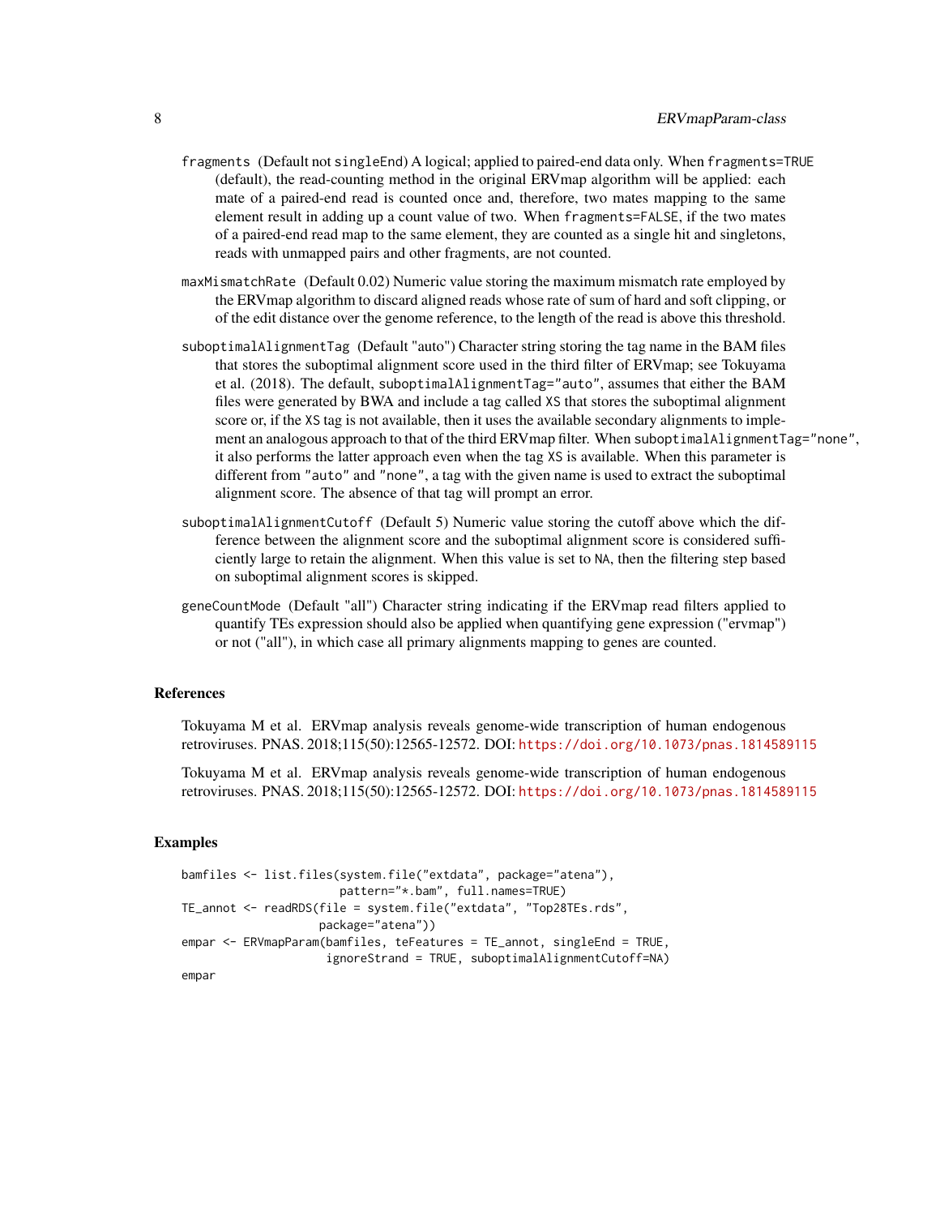`fragments` (Default not `singleEnd`) A logical; applied to paired-end data only. When `fragments=TRUE` (default), the read-counting method in the original ERVmap algorithm will be applied: each mate of a paired-end read is counted once and, therefore, two mates mapping to the same element result in adding up a count value of two. When `fragments=FALSE`, if the two mates of a paired-end read map to the same element, they are counted as a single hit and singletons, reads with unmapped pairs and other fragments, are not counted.

`maxMismatchRate` (Default 0.02) Numeric value storing the maximum mismatch rate employed by the ERVmap algorithm to discard aligned reads whose rate of sum of hard and soft clipping, or of the edit distance over the genome reference, to the length of the read is above this threshold.

`suboptimalAlignmentTag` (Default "auto") Character string storing the tag name in the BAM files that stores the suboptimal alignment score used in the third filter of ERVmap; see Tokuyama et al. (2018). The default, `suboptimalAlignmentTag="auto"`, assumes that either the BAM files were generated by BWA and include a tag called `XS` that stores the suboptimal alignment score or, if the `XS` tag is not available, then it uses the available secondary alignments to implement an analogous approach to that of the third ERVmap filter. When `suboptimalAlignmentTag="none"`, it also performs the latter approach even when the tag `XS` is available. When this parameter is different from `"auto"` and `"none"`, a tag with the given name is used to extract the suboptimal alignment score. The absence of that tag will prompt an error.

`suboptimalAlignmentCutoff` (Default 5) Numeric value storing the cutoff above which the difference between the alignment score and the suboptimal alignment score is considered sufficiently large to retain the alignment. When this value is set to `NA`, then the filtering step based on suboptimal alignment scores is skipped.

`geneCountMode` (Default "all") Character string indicating if the ERVmap read filters applied to quantify TEs expression should also be applied when quantifying gene expression ("ervmap") or not ("all"), in which case all primary alignments mapping to genes are counted.

## References

Tokuyama M et al. ERVmap analysis reveals genome-wide transcription of human endogenous retroviruses. PNAS. 2018;115(50):12565-12572. DOI: https://doi.org/10.1073/pnas.1814589115

Tokuyama M et al. ERVmap analysis reveals genome-wide transcription of human endogenous retroviruses. PNAS. 2018;115(50):12565-12572. DOI: https://doi.org/10.1073/pnas.1814589115

## Examples

```
bamfiles <- list.files(system.file("extdata", package="atena"),
                       pattern="*.bam", full.names=TRUE)
TE_annot <- readRDS(file = system.file("extdata", "Top28TEs.rds",
                    package="atena"))
empar <- ERVmapParam(bamfiles, teFeatures = TE_annot, singleEnd = TRUE,
                     ignoreStrand = TRUE, suboptimalAlignmentCutoff=NA)
empar
```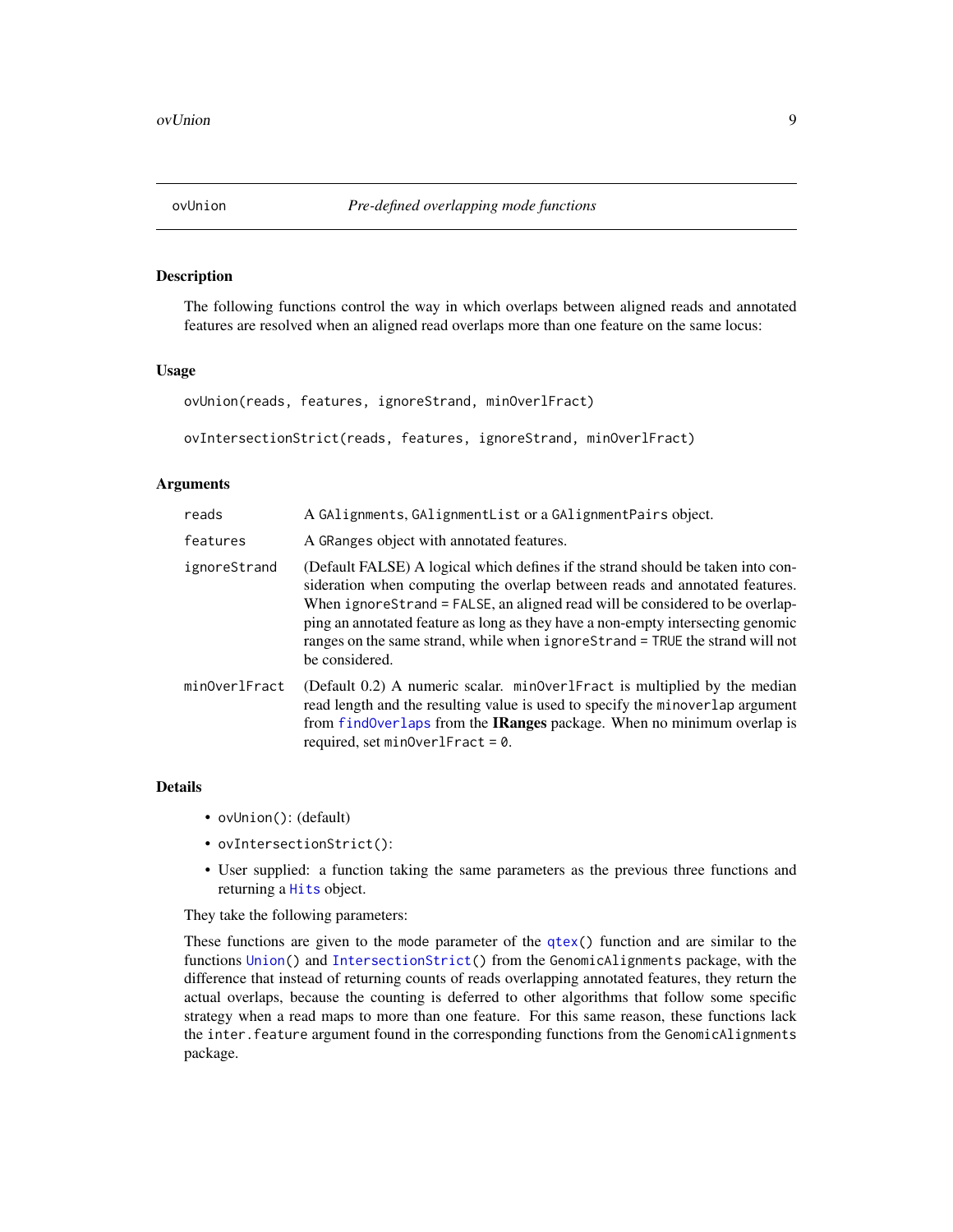## ovUnion — *Pre-defined overlapping mode functions*

### Description

The following functions control the way in which overlaps between aligned reads and annotated features are resolved when an aligned read overlaps more than one feature on the same locus:

### Usage

```
ovUnion(reads, features, ignoreStrand, minOverlFract)

ovIntersectionStrict(reads, features, ignoreStrand, minOverlFract)
```

### Arguments

| | |
|---|---|
| `reads` | A `GAlignments`, `GAlignmentList` or a `GAlignmentPairs` object. |
| `features` | A `GRanges` object with annotated features. |
| `ignoreStrand` | (Default FALSE) A logical which defines if the strand should be taken into consideration when computing the overlap between reads and annotated features. When `ignoreStrand = FALSE`, an aligned read will be considered to be overlapping an annotated feature as long as they have a non-empty intersecting genomic ranges on the same strand, while when `ignoreStrand = TRUE` the strand will not be considered. |
| `minOverlFract` | (Default 0.2) A numeric scalar. `minOverlFract` is multiplied by the median read length and the resulting value is used to specify the `minoverlap` argument from `findOverlaps` from the **IRanges** package. When no minimum overlap is required, set `minOverlFract = 0`. |

### Details

- `ovUnion()`: (default)
- `ovIntersectionStrict()`:
- User supplied: a function taking the same parameters as the previous three functions and returning a `Hits` object.

They take the following parameters:

These functions are given to the `mode` parameter of the `qtex()` function and are similar to the functions `Union()` and `IntersectionStrict()` from the `GenomicAlignments` package, with the difference that instead of returning counts of reads overlapping annotated features, they return the actual overlaps, because the counting is deferred to other algorithms that follow some specific strategy when a read maps to more than one feature. For this same reason, these functions lack the `inter.feature` argument found in the corresponding functions from the `GenomicAlignments` package.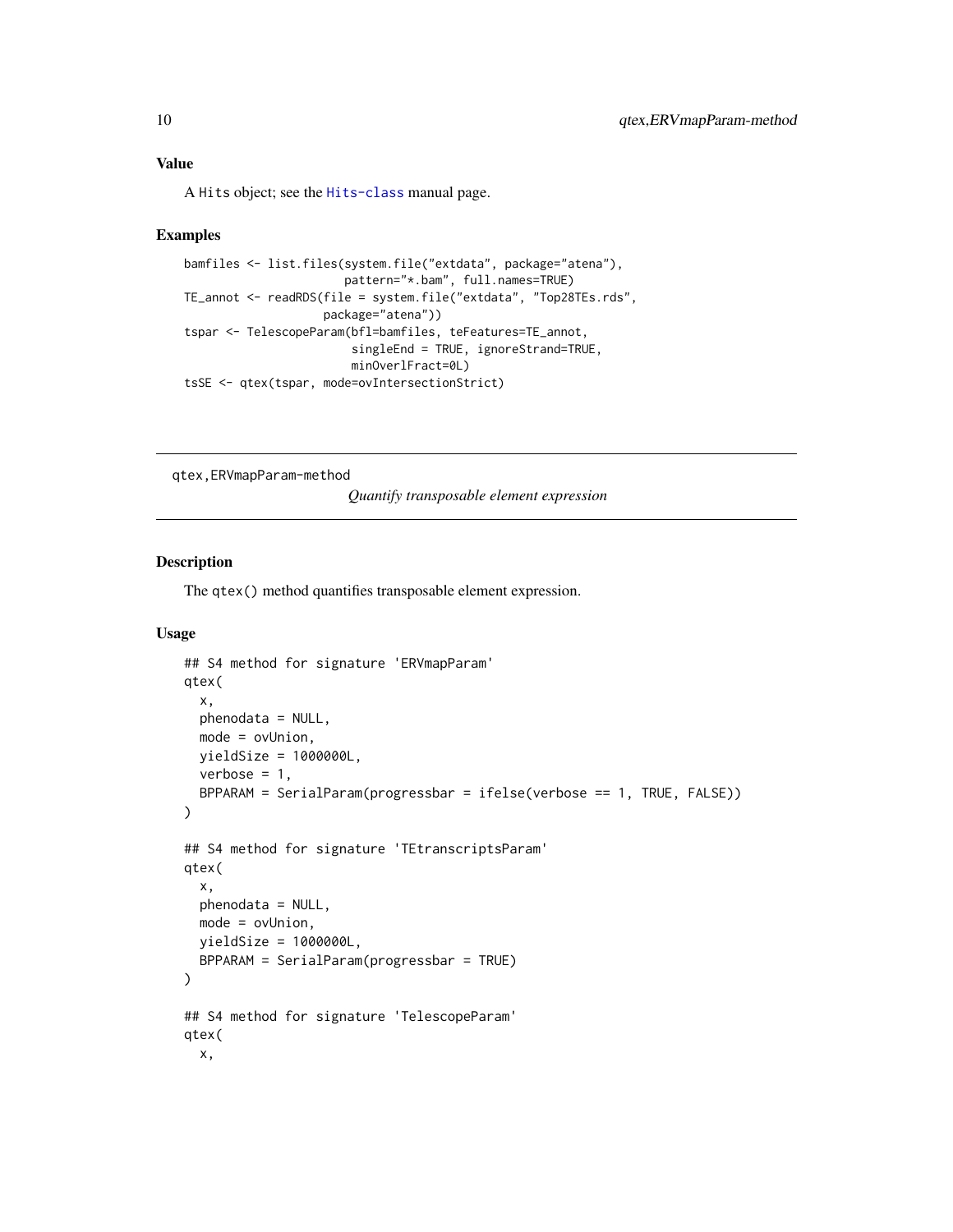### Value

A `Hits` object; see the `Hits-class` manual page.

### Examples

```
bamfiles <- list.files(system.file("extdata", package="atena"),
                       pattern="*.bam", full.names=TRUE)
TE_annot <- readRDS(file = system.file("extdata", "Top28TEs.rds",
                    package="atena"))
tspar <- TelescopeParam(bfl=bamfiles, teFeatures=TE_annot,
                        singleEnd = TRUE, ignoreStrand=TRUE,
                        minOverlFract=0L)
tsSE <- qtex(tspar, mode=ovIntersectionStrict)
```

---

## qtex,ERVmapParam-method

*Quantify transposable element expression*

---

### Description

The `qtex()` method quantifies transposable element expression.

### Usage

```
## S4 method for signature 'ERVmapParam'
qtex(
  x,
  phenodata = NULL,
  mode = ovUnion,
  yieldSize = 1000000L,
  verbose = 1,
  BPPARAM = SerialParam(progressbar = ifelse(verbose == 1, TRUE, FALSE))
)

## S4 method for signature 'TEtranscriptsParam'
qtex(
  x,
  phenodata = NULL,
  mode = ovUnion,
  yieldSize = 1000000L,
  BPPARAM = SerialParam(progressbar = TRUE)
)

## S4 method for signature 'TelescopeParam'
qtex(
  x,
```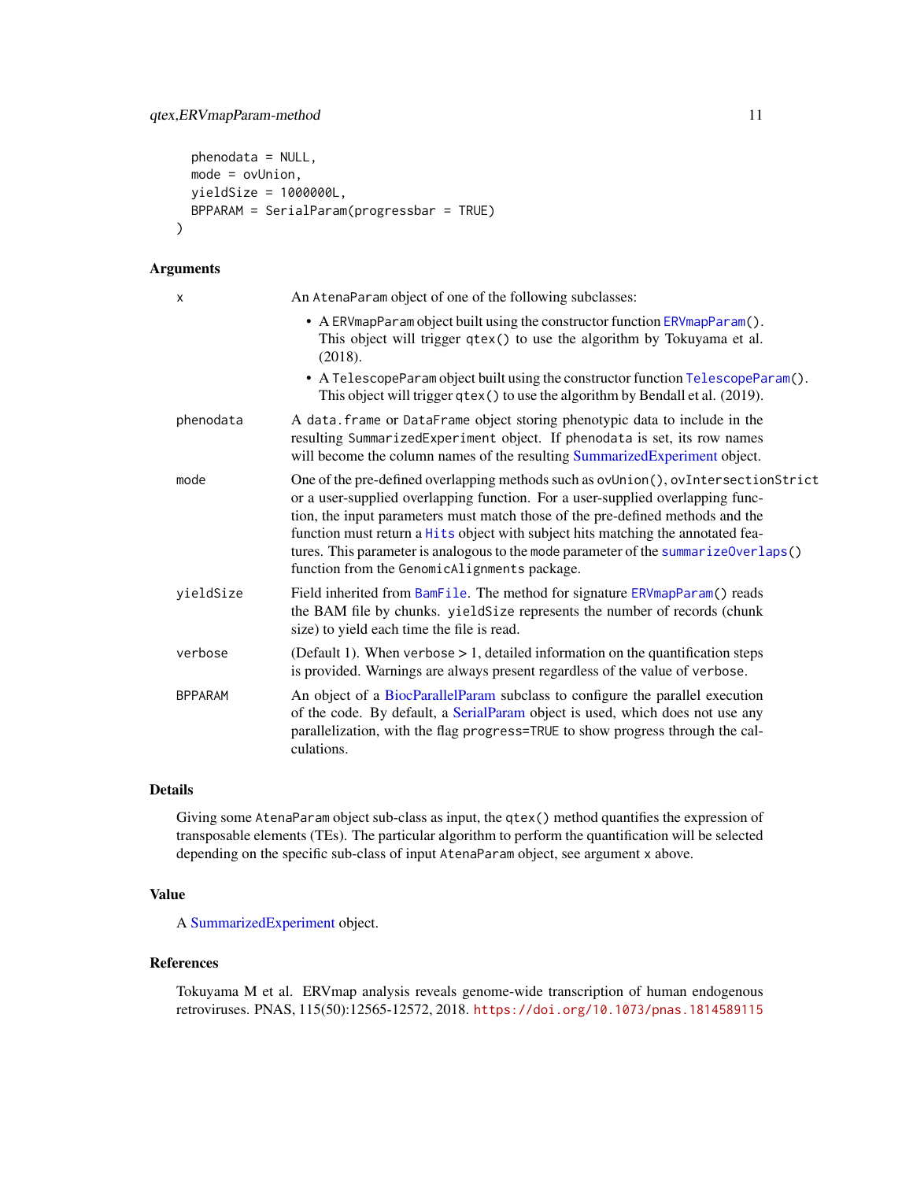```
  phenodata = NULL,
  mode = ovUnion,
  yieldSize = 1000000L,
  BPPARAM = SerialParam(progressbar = TRUE)
)
```

### Arguments

| | |
|---|---|
| x | An AtenaParam object of one of the following subclasses: • A ERVmapParam object built using the constructor function ERVmapParam(). This object will trigger qtex() to use the algorithm by Tokuyama et al. (2018). • A TelescopeParam object built using the constructor function TelescopeParam(). This object will trigger qtex() to use the algorithm by Bendall et al. (2019). |
| phenodata | A data.frame or DataFrame object storing phenotypic data to include in the resulting SummarizedExperiment object. If phenodata is set, its row names will become the column names of the resulting SummarizedExperiment object. |
| mode | One of the pre-defined overlapping methods such as ovUnion(), ovIntersectionStrict or a user-supplied overlapping function. For a user-supplied overlapping function, the input parameters must match those of the pre-defined methods and the function must return a Hits object with subject hits matching the annotated features. This parameter is analogous to the mode parameter of the summarizeOverlaps() function from the GenomicAlignments package. |
| yieldSize | Field inherited from BamFile. The method for signature ERVmapParam() reads the BAM file by chunks. yieldSize represents the number of records (chunk size) to yield each time the file is read. |
| verbose | (Default 1). When verbose > 1, detailed information on the quantification steps is provided. Warnings are always present regardless of the value of verbose. |
| BPPARAM | An object of a BiocParallelParam subclass to configure the parallel execution of the code. By default, a SerialParam object is used, which does not use any parallelization, with the flag progress=TRUE to show progress through the calculations. |

### Details

Giving some AtenaParam object sub-class as input, the qtex() method quantifies the expression of transposable elements (TEs). The particular algorithm to perform the quantification will be selected depending on the specific sub-class of input AtenaParam object, see argument x above.

### Value

A SummarizedExperiment object.

### References

Tokuyama M et al. ERVmap analysis reveals genome-wide transcription of human endogenous retroviruses. PNAS, 115(50):12565-12572, 2018. https://doi.org/10.1073/pnas.1814589115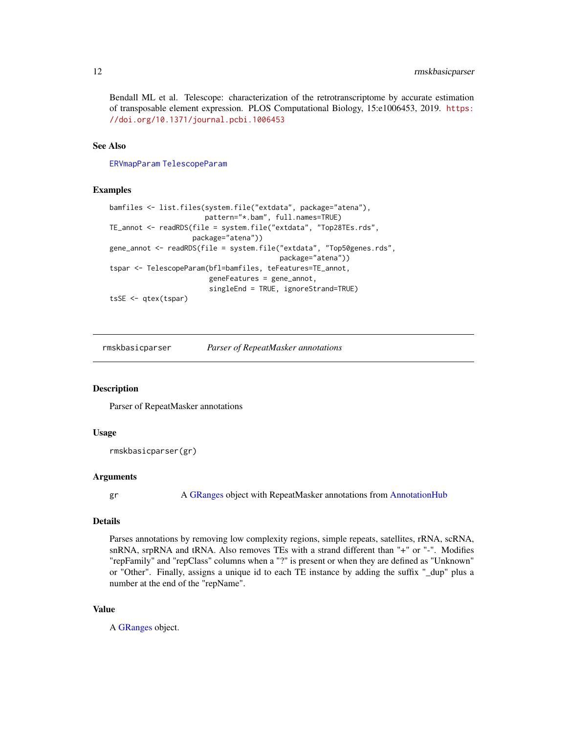Bendall ML et al. Telescope: characterization of the retrotranscriptome by accurate estimation of transposable element expression. PLOS Computational Biology, 15:e1006453, 2019. https://doi.org/10.1371/journal.pcbi.1006453

### See Also

ERVmapParam TelescopeParam

### Examples

```
bamfiles <- list.files(system.file("extdata", package="atena"),
                       pattern="*.bam", full.names=TRUE)
TE_annot <- readRDS(file = system.file("extdata", "Top28TEs.rds",
                    package="atena"))
gene_annot <- readRDS(file = system.file("extdata", "Top50genes.rds",
                                         package="atena"))
tspar <- TelescopeParam(bfl=bamfiles, teFeatures=TE_annot,
                        geneFeatures = gene_annot,
                        singleEnd = TRUE, ignoreStrand=TRUE)
tsSE <- qtex(tspar)
```

---

## rmskbasicparser — *Parser of RepeatMasker annotations*

### Description

Parser of RepeatMasker annotations

### Usage

```
rmskbasicparser(gr)
```

### Arguments

| | |
|---|---|
| gr | A GRanges object with RepeatMasker annotations from AnnotationHub |

### Details

Parses annotations by removing low complexity regions, simple repeats, satellites, rRNA, scRNA, snRNA, srpRNA and tRNA. Also removes TEs with a strand different than "+" or "-". Modifies "repFamily" and "repClass" columns when a "?" is present or when they are defined as "Unknown" or "Other". Finally, assigns a unique id to each TE instance by adding the suffix "_dup" plus a number at the end of the "repName".

### Value

A GRanges object.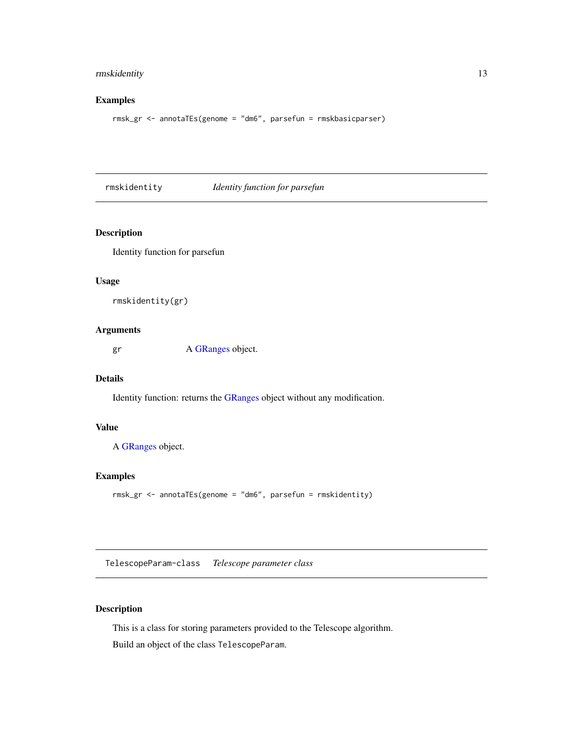### Examples

```
rmsk_gr <- annotaTEs(genome = "dm6", parsefun = rmskbasicparser)
```

---

## rmskidentity — *Identity function for parsefun*

---

### Description

Identity function for parsefun

### Usage

```
rmskidentity(gr)
```

### Arguments

| | |
|---|---|
| gr | A GRanges object. |

### Details

Identity function: returns the GRanges object without any modification.

### Value

A GRanges object.

### Examples

```
rmsk_gr <- annotaTEs(genome = "dm6", parsefun = rmskidentity)
```

---

## TelescopeParam-class — *Telescope parameter class*

---

### Description

This is a class for storing parameters provided to the Telescope algorithm.

Build an object of the class `TelescopeParam`.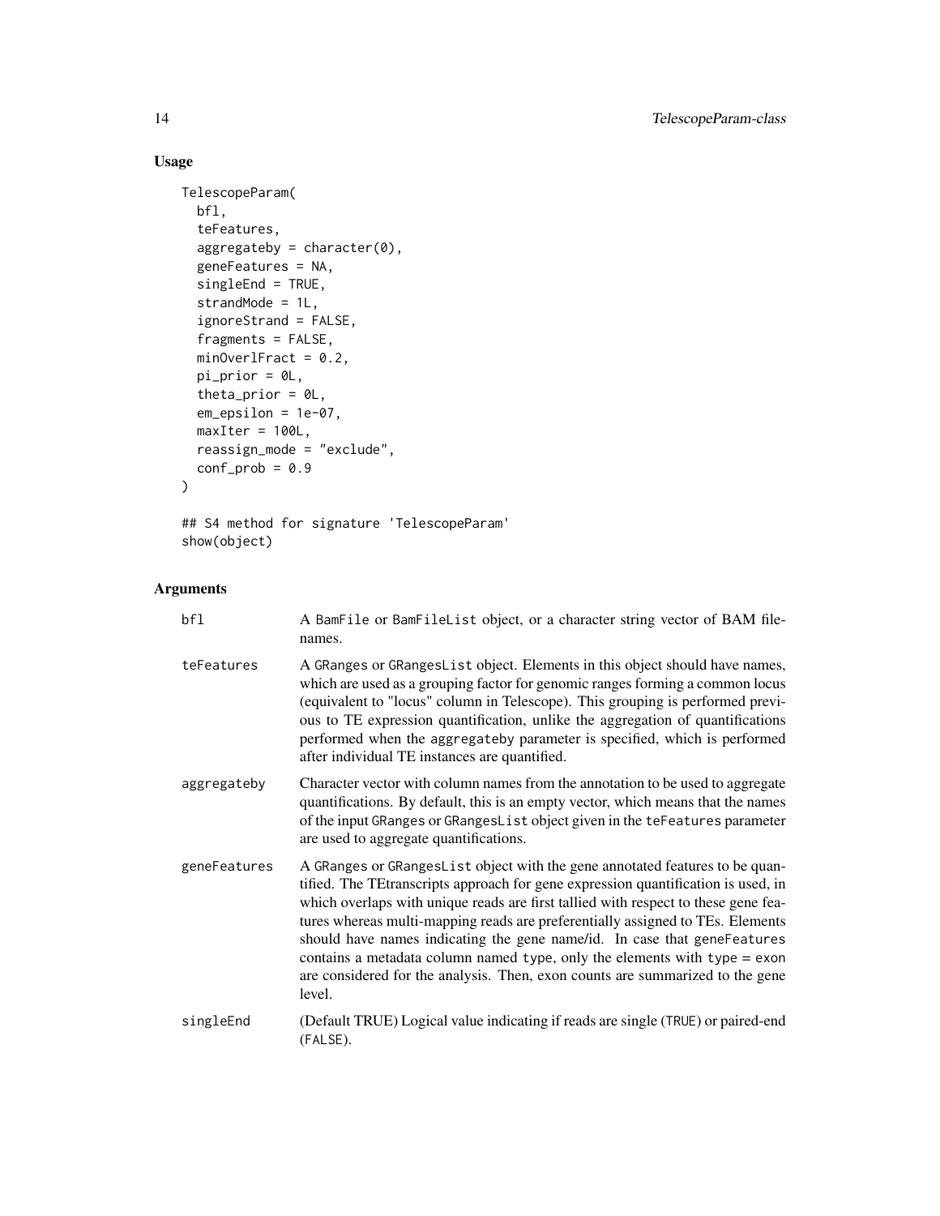## Usage

```
TelescopeParam(
  bfl,
  teFeatures,
  aggregateby = character(0),
  geneFeatures = NA,
  singleEnd = TRUE,
  strandMode = 1L,
  ignoreStrand = FALSE,
  fragments = FALSE,
  minOverlFract = 0.2,
  pi_prior = 0L,
  theta_prior = 0L,
  em_epsilon = 1e-07,
  maxIter = 100L,
  reassign_mode = "exclude",
  conf_prob = 0.9
)

## S4 method for signature 'TelescopeParam'
show(object)
```

## Arguments

| | |
|---|---|
| `bfl` | A `BamFile` or `BamFileList` object, or a character string vector of BAM filenames. |
| `teFeatures` | A `GRanges` or `GRangesList` object. Elements in this object should have names, which are used as a grouping factor for genomic ranges forming a common locus (equivalent to "locus" column in Telescope). This grouping is performed previous to TE expression quantification, unlike the aggregation of quantifications performed when the `aggregateby` parameter is specified, which is performed after individual TE instances are quantified. |
| `aggregateby` | Character vector with column names from the annotation to be used to aggregate quantifications. By default, this is an empty vector, which means that the names of the input `GRanges` or `GRangesList` object given in the `teFeatures` parameter are used to aggregate quantifications. |
| `geneFeatures` | A `GRanges` or `GRangesList` object with the gene annotated features to be quantified. The TEtranscripts approach for gene expression quantification is used, in which overlaps with unique reads are first tallied with respect to these gene features whereas multi-mapping reads are preferentially assigned to TEs. Elements should have names indicating the gene name/id. In case that `geneFeatures` contains a metadata column named `type`, only the elements with `type = exon` are considered for the analysis. Then, exon counts are summarized to the gene level. |
| `singleEnd` | (Default TRUE) Logical value indicating if reads are single (`TRUE`) or paired-end (`FALSE`). |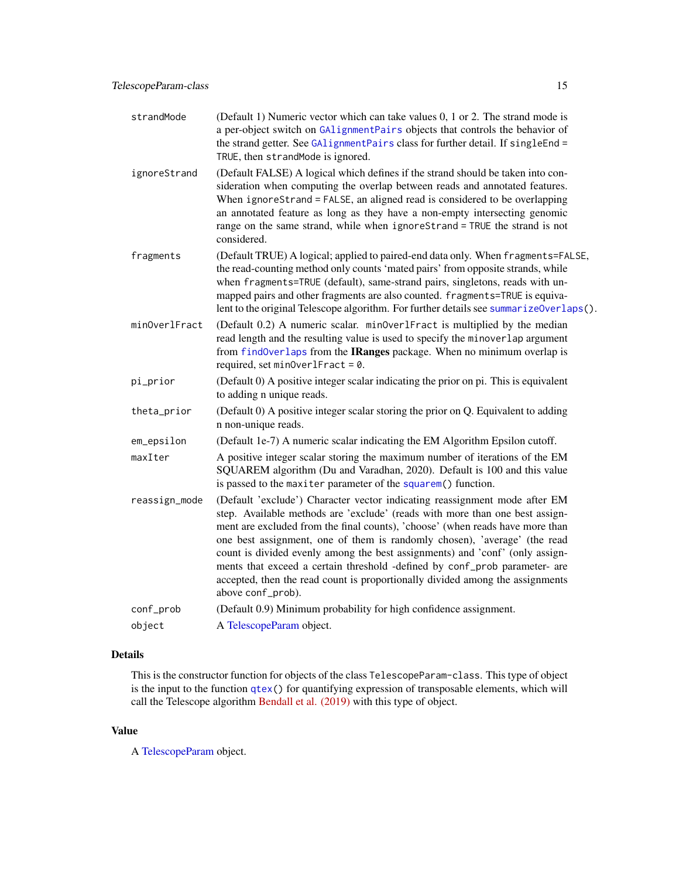| | |
|---|---|
| `strandMode` | (Default 1) Numeric vector which can take values 0, 1 or 2. The strand mode is a per-object switch on `GAlignmentPairs` objects that controls the behavior of the strand getter. See `GAlignmentPairs` class for further detail. If `singleEnd = TRUE`, then `strandMode` is ignored. |
| `ignoreStrand` | (Default FALSE) A logical which defines if the strand should be taken into consideration when computing the overlap between reads and annotated features. When `ignoreStrand = FALSE`, an aligned read is considered to be overlapping an annotated feature as long as they have a non-empty intersecting genomic range on the same strand, while when `ignoreStrand = TRUE` the strand is not considered. |
| `fragments` | (Default TRUE) A logical; applied to paired-end data only. When `fragments=FALSE`, the read-counting method only counts 'mated pairs' from opposite strands, while when `fragments=TRUE` (default), same-strand pairs, singletons, reads with unmapped pairs and other fragments are also counted. `fragments=TRUE` is equivalent to the original Telescope algorithm. For further details see `summarizeOverlaps()`. |
| `minOverlFract` | (Default 0.2) A numeric scalar. `minOverlFract` is multiplied by the median read length and the resulting value is used to specify the `minoverlap` argument from `findOverlaps` from the **IRanges** package. When no minimum overlap is required, set `minOverlFract = 0`. |
| `pi_prior` | (Default 0) A positive integer scalar indicating the prior on pi. This is equivalent to adding n unique reads. |
| `theta_prior` | (Default 0) A positive integer scalar storing the prior on Q. Equivalent to adding n non-unique reads. |
| `em_epsilon` | (Default 1e-7) A numeric scalar indicating the EM Algorithm Epsilon cutoff. |
| `maxIter` | A positive integer scalar storing the maximum number of iterations of the EM SQUAREM algorithm (Du and Varadhan, 2020). Default is 100 and this value is passed to the `maxiter` parameter of the `squarem()` function. |
| `reassign_mode` | (Default 'exclude') Character vector indicating reassignment mode after EM step. Available methods are 'exclude' (reads with more than one best assignment are excluded from the final counts), 'choose' (when reads have more than one best assignment, one of them is randomly chosen), 'average' (the read count is divided evenly among the best assignments) and 'conf' (only assignments that exceed a certain threshold -defined by `conf_prob` parameter- are accepted, then the read count is proportionally divided among the assignments above `conf_prob`). |
| `conf_prob` | (Default 0.9) Minimum probability for high confidence assignment. |
| `object` | A TelescopeParam object. |

## Details

This is the constructor function for objects of the class `TelescopeParam-class`. This type of object is the input to the function `qtex()` for quantifying expression of transposable elements, which will call the Telescope algorithm Bendall et al. (2019) with this type of object.

## Value

A TelescopeParam object.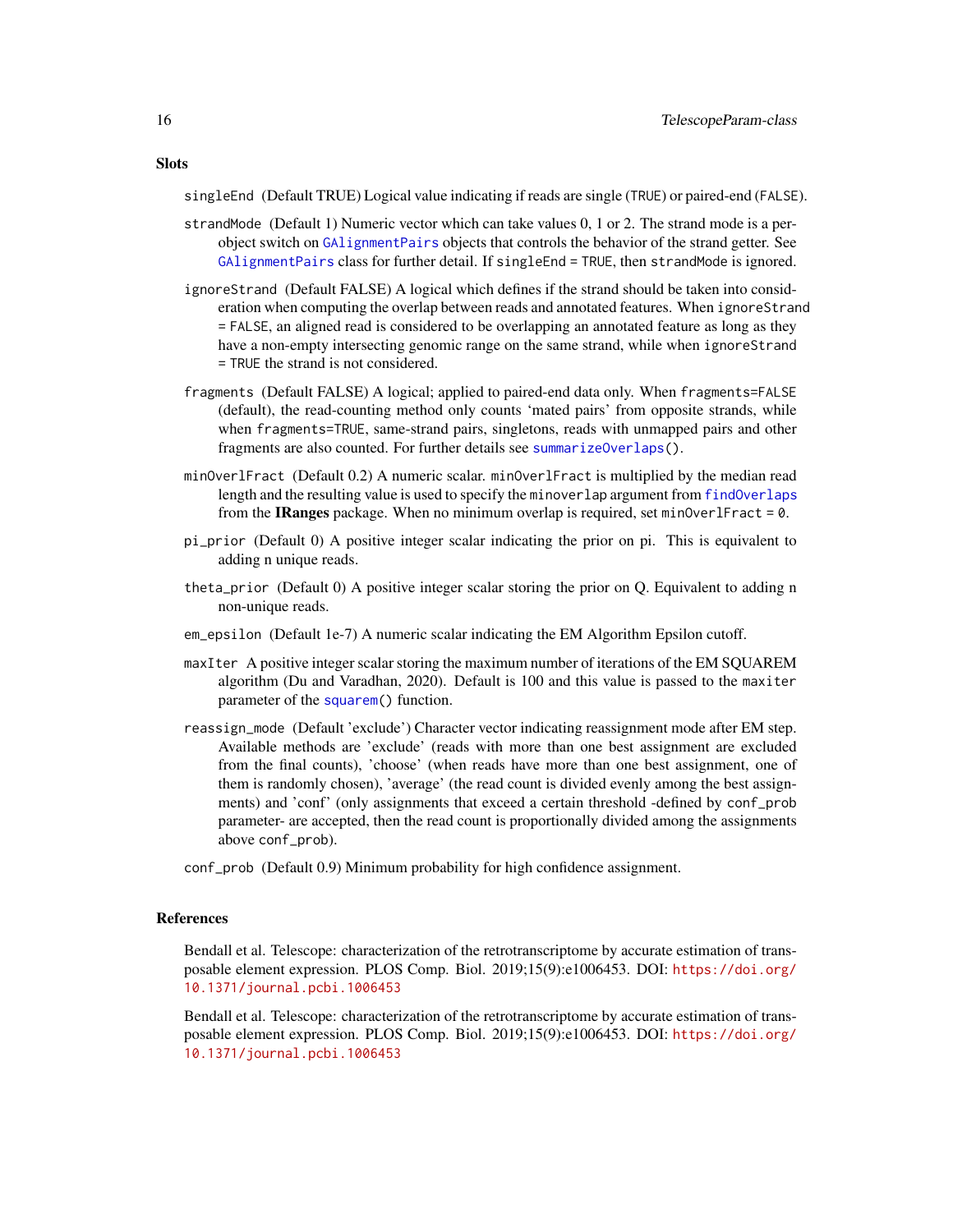## Slots

`singleEnd` (Default TRUE) Logical value indicating if reads are single (`TRUE`) or paired-end (`FALSE`).

`strandMode` (Default 1) Numeric vector which can take values 0, 1 or 2. The strand mode is a per-object switch on `GAlignmentPairs` objects that controls the behavior of the strand getter. See `GAlignmentPairs` class for further detail. If `singleEnd = TRUE`, then `strandMode` is ignored.

`ignoreStrand` (Default FALSE) A logical which defines if the strand should be taken into consideration when computing the overlap between reads and annotated features. When `ignoreStrand = FALSE`, an aligned read is considered to be overlapping an annotated feature as long as they have a non-empty intersecting genomic range on the same strand, while when `ignoreStrand = TRUE` the strand is not considered.

`fragments` (Default FALSE) A logical; applied to paired-end data only. When `fragments=FALSE` (default), the read-counting method only counts 'mated pairs' from opposite strands, while when `fragments=TRUE`, same-strand pairs, singletons, reads with unmapped pairs and other fragments are also counted. For further details see `summarizeOverlaps()`.

`minOverlFract` (Default 0.2) A numeric scalar. `minOverlFract` is multiplied by the median read length and the resulting value is used to specify the `minoverlap` argument from `findOverlaps` from the **IRanges** package. When no minimum overlap is required, set `minOverlFract = 0`.

`pi_prior` (Default 0) A positive integer scalar indicating the prior on pi. This is equivalent to adding n unique reads.

`theta_prior` (Default 0) A positive integer scalar storing the prior on Q. Equivalent to adding n non-unique reads.

`em_epsilon` (Default 1e-7) A numeric scalar indicating the EM Algorithm Epsilon cutoff.

`maxIter` A positive integer scalar storing the maximum number of iterations of the EM SQUAREM algorithm (Du and Varadhan, 2020). Default is 100 and this value is passed to the `maxiter` parameter of the `squarem()` function.

`reassign_mode` (Default 'exclude') Character vector indicating reassignment mode after EM step. Available methods are 'exclude' (reads with more than one best assignment are excluded from the final counts), 'choose' (when reads have more than one best assignment, one of them is randomly chosen), 'average' (the read count is divided evenly among the best assignments) and 'conf' (only assignments that exceed a certain threshold -defined by `conf_prob` parameter- are accepted, then the read count is proportionally divided among the assignments above `conf_prob`).

`conf_prob` (Default 0.9) Minimum probability for high confidence assignment.

## References

Bendall et al. Telescope: characterization of the retrotranscriptome by accurate estimation of transposable element expression. PLOS Comp. Biol. 2019;15(9):e1006453. DOI: https://doi.org/10.1371/journal.pcbi.1006453

Bendall et al. Telescope: characterization of the retrotranscriptome by accurate estimation of transposable element expression. PLOS Comp. Biol. 2019;15(9):e1006453. DOI: https://doi.org/10.1371/journal.pcbi.1006453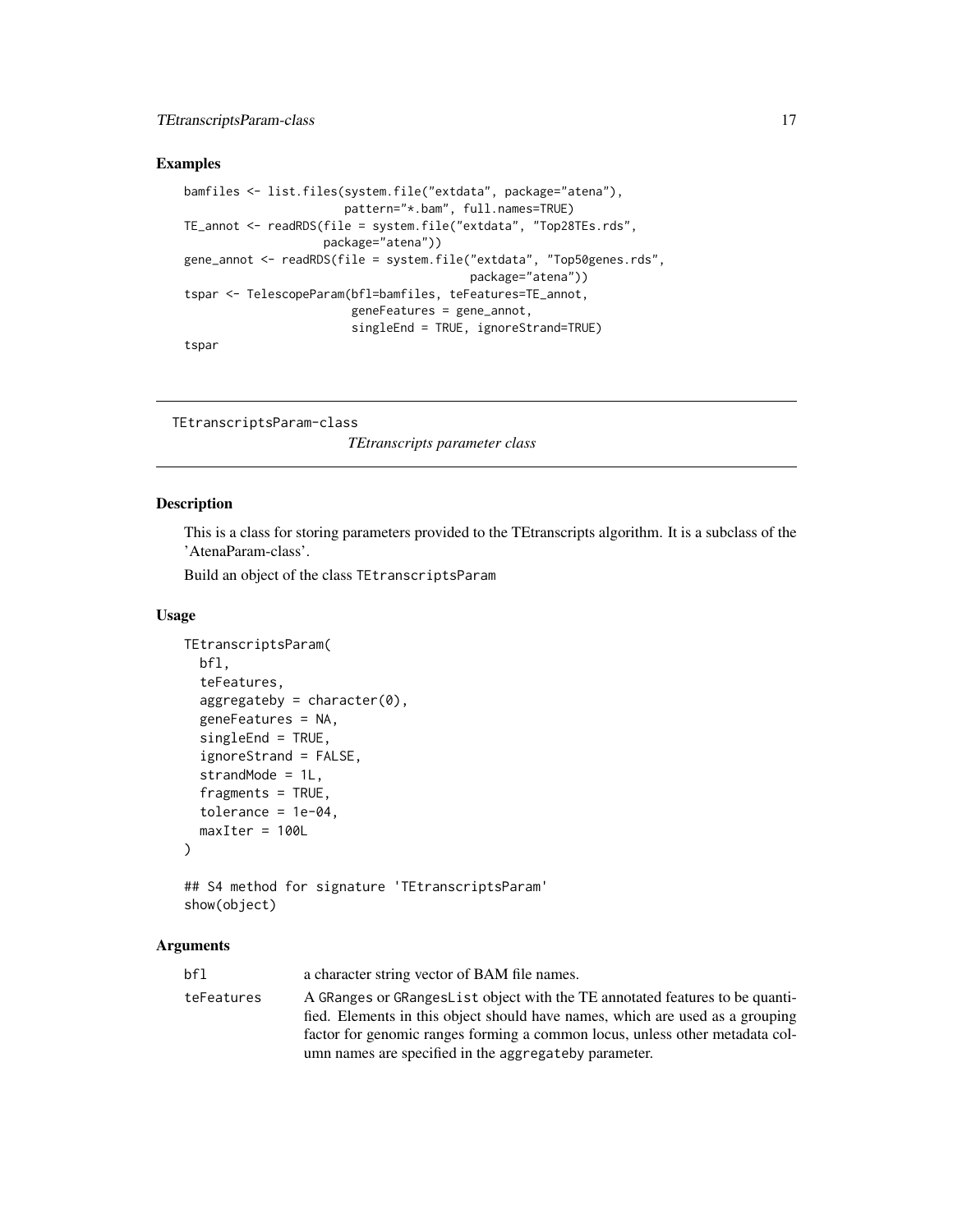## Examples

```
bamfiles <- list.files(system.file("extdata", package="atena"),
                       pattern="*.bam", full.names=TRUE)
TE_annot <- readRDS(file = system.file("extdata", "Top28TEs.rds",
                    package="atena"))
gene_annot <- readRDS(file = system.file("extdata", "Top50genes.rds",
                                         package="atena"))
tspar <- TelescopeParam(bfl=bamfiles, teFeatures=TE_annot,
                        geneFeatures = gene_annot,
                        singleEnd = TRUE, ignoreStrand=TRUE)
tspar
```

---

TEtranscriptsParam-class    *TEtranscripts parameter class*

---

## Description

This is a class for storing parameters provided to the TEtranscripts algorithm. It is a subclass of the 'AtenaParam-class'.

Build an object of the class `TEtranscriptsParam`

## Usage

```
TEtranscriptsParam(
  bfl,
  teFeatures,
  aggregateby = character(0),
  geneFeatures = NA,
  singleEnd = TRUE,
  ignoreStrand = FALSE,
  strandMode = 1L,
  fragments = TRUE,
  tolerance = 1e-04,
  maxIter = 100L
)

## S4 method for signature 'TEtranscriptsParam'
show(object)
```

## Arguments

| | |
|---|---|
| `bfl` | a character string vector of BAM file names. |
| `teFeatures` | A `GRanges` or `GRangesList` object with the TE annotated features to be quantified. Elements in this object should have names, which are used as a grouping factor for genomic ranges forming a common locus, unless other metadata column names are specified in the `aggregateby` parameter. |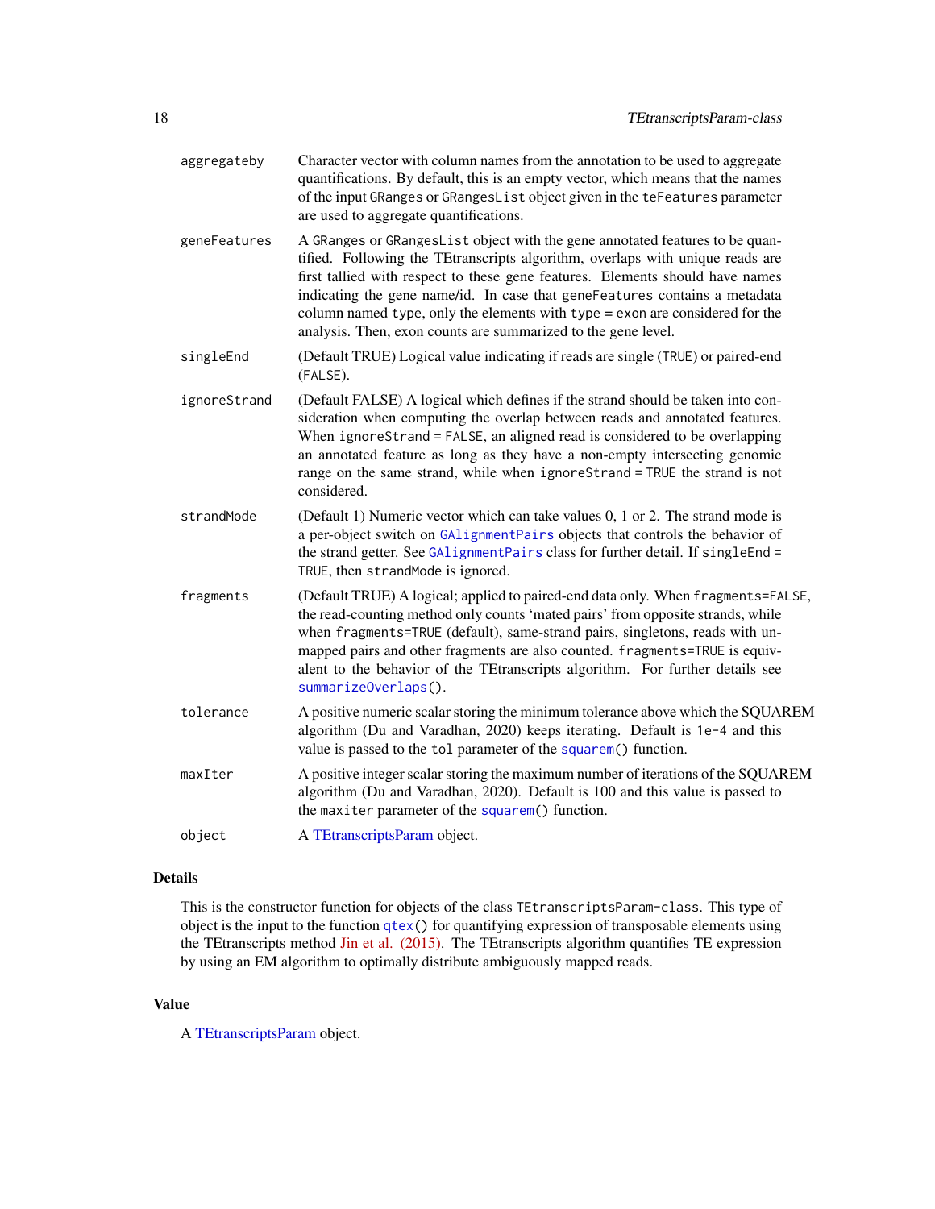| | |
|---|---|
| `aggregateby` | Character vector with column names from the annotation to be used to aggregate quantifications. By default, this is an empty vector, which means that the names of the input `GRanges` or `GRangesList` object given in the `teFeatures` parameter are used to aggregate quantifications. |
| `geneFeatures` | A `GRanges` or `GRangesList` object with the gene annotated features to be quantified. Following the TEtranscripts algorithm, overlaps with unique reads are first tallied with respect to these gene features. Elements should have names indicating the gene name/id. In case that `geneFeatures` contains a metadata column named `type`, only the elements with `type` = `exon` are considered for the analysis. Then, exon counts are summarized to the gene level. |
| `singleEnd` | (Default TRUE) Logical value indicating if reads are single (`TRUE`) or paired-end (`FALSE`). |
| `ignoreStrand` | (Default FALSE) A logical which defines if the strand should be taken into consideration when computing the overlap between reads and annotated features. When `ignoreStrand = FALSE`, an aligned read is considered to be overlapping an annotated feature as long as they have a non-empty intersecting genomic range on the same strand, while when `ignoreStrand = TRUE` the strand is not considered. |
| `strandMode` | (Default 1) Numeric vector which can take values 0, 1 or 2. The strand mode is a per-object switch on `GAlignmentPairs` objects that controls the behavior of the strand getter. See `GAlignmentPairs` class for further detail. If `singleEnd = TRUE`, then `strandMode` is ignored. |
| `fragments` | (Default TRUE) A logical; applied to paired-end data only. When `fragments=FALSE`, the read-counting method only counts 'mated pairs' from opposite strands, while when `fragments=TRUE` (default), same-strand pairs, singletons, reads with unmapped pairs and other fragments are also counted. `fragments=TRUE` is equivalent to the behavior of the TEtranscripts algorithm. For further details see `summarizeOverlaps()`. |
| `tolerance` | A positive numeric scalar storing the minimum tolerance above which the SQUAREM algorithm (Du and Varadhan, 2020) keeps iterating. Default is `1e-4` and this value is passed to the `tol` parameter of the `squarem()` function. |
| `maxIter` | A positive integer scalar storing the maximum number of iterations of the SQUAREM algorithm (Du and Varadhan, 2020). Default is 100 and this value is passed to the `maxiter` parameter of the `squarem()` function. |
| `object` | A TEtranscriptsParam object. |

## Details

This is the constructor function for objects of the class `TEtranscriptsParam-class`. This type of object is the input to the function `qtex()` for quantifying expression of transposable elements using the TEtranscripts method Jin et al. (2015). The TEtranscripts algorithm quantifies TE expression by using an EM algorithm to optimally distribute ambiguously mapped reads.

## Value

A TEtranscriptsParam object.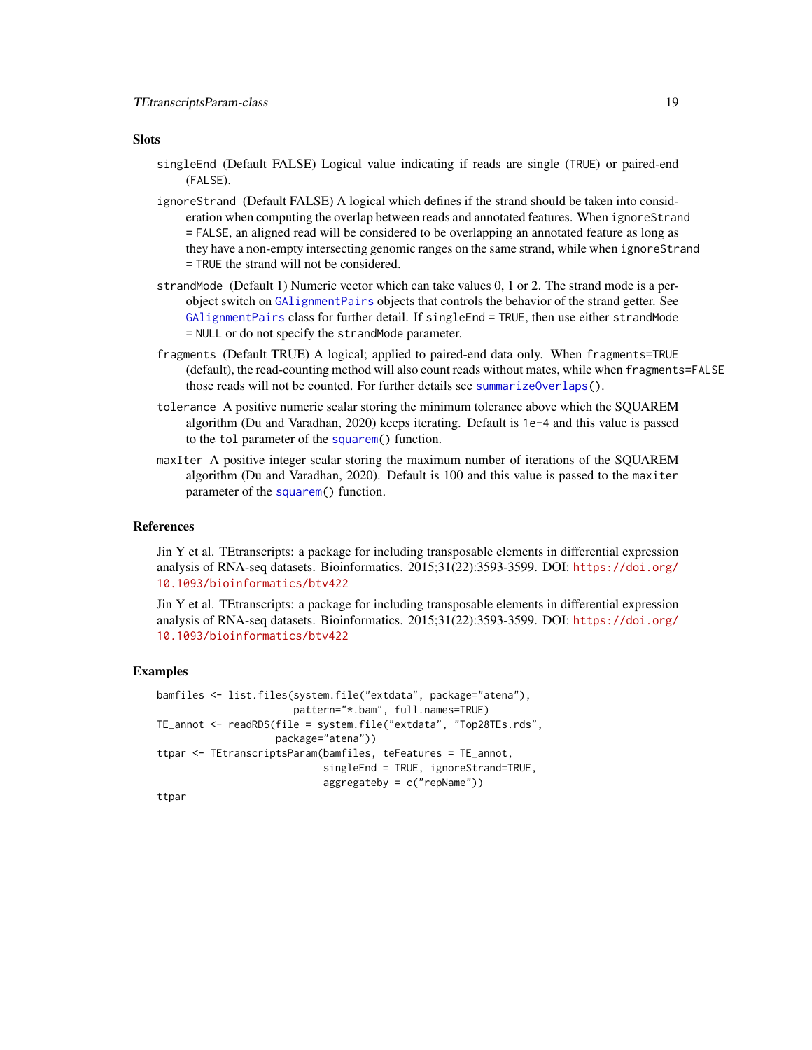## Slots

**singleEnd** (Default FALSE) Logical value indicating if reads are single (TRUE) or paired-end (FALSE).

**ignoreStrand** (Default FALSE) A logical which defines if the strand should be taken into consideration when computing the overlap between reads and annotated features. When ignoreStrand = FALSE, an aligned read will be considered to be overlapping an annotated feature as long as they have a non-empty intersecting genomic ranges on the same strand, while when ignoreStrand = TRUE the strand will not be considered.

**strandMode** (Default 1) Numeric vector which can take values 0, 1 or 2. The strand mode is a per-object switch on GAlignmentPairs objects that controls the behavior of the strand getter. See GAlignmentPairs class for further detail. If singleEnd = TRUE, then use either strandMode = NULL or do not specify the strandMode parameter.

**fragments** (Default TRUE) A logical; applied to paired-end data only. When fragments=TRUE (default), the read-counting method will also count reads without mates, while when fragments=FALSE those reads will not be counted. For further details see summarizeOverlaps().

**tolerance** A positive numeric scalar storing the minimum tolerance above which the SQUAREM algorithm (Du and Varadhan, 2020) keeps iterating. Default is 1e-4 and this value is passed to the tol parameter of the squarem() function.

**maxIter** A positive integer scalar storing the maximum number of iterations of the SQUAREM algorithm (Du and Varadhan, 2020). Default is 100 and this value is passed to the maxiter parameter of the squarem() function.

## References

Jin Y et al. TEtranscripts: a package for including transposable elements in differential expression analysis of RNA-seq datasets. Bioinformatics. 2015;31(22):3593-3599. DOI: https://doi.org/10.1093/bioinformatics/btv422

Jin Y et al. TEtranscripts: a package for including transposable elements in differential expression analysis of RNA-seq datasets. Bioinformatics. 2015;31(22):3593-3599. DOI: https://doi.org/10.1093/bioinformatics/btv422

## Examples

```
bamfiles <- list.files(system.file("extdata", package="atena"),
                       pattern="*.bam", full.names=TRUE)
TE_annot <- readRDS(file = system.file("extdata", "Top28TEs.rds",
                    package="atena"))
ttpar <- TEtranscriptsParam(bamfiles, teFeatures = TE_annot,
                            singleEnd = TRUE, ignoreStrand=TRUE,
                            aggregateby = c("repName"))
ttpar
```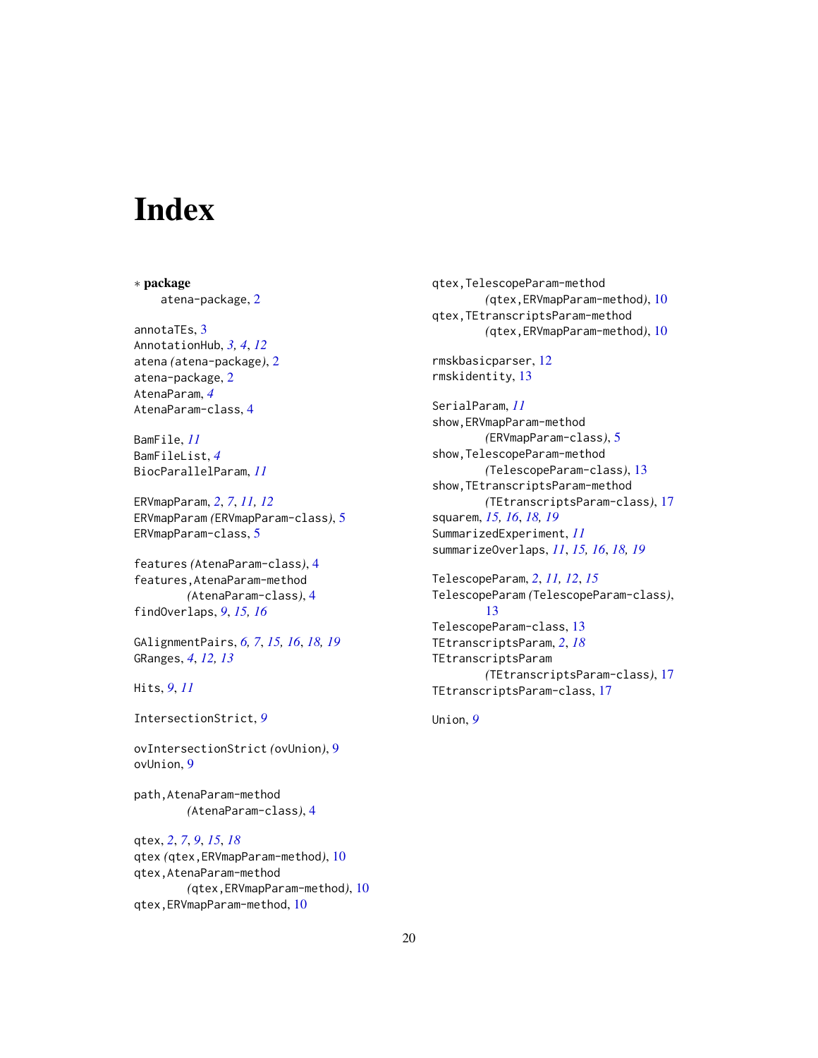# Index

* **package**
    atena-package, 2

annotaTEs, 3
AnnotationHub, *3, 4*, *12*
atena (atena-package), 2
atena-package, 2
AtenaParam, *4*
AtenaParam-class, 4

BamFile, *11*
BamFileList, *4*
BiocParallelParam, *11*

ERVmapParam, *2*, *7*, *11, 12*
ERVmapParam (ERVmapParam-class), 5
ERVmapParam-class, 5

features (AtenaParam-class), 4
features,AtenaParam-method
    (AtenaParam-class), 4
findOverlaps, *9*, *15, 16*

GAlignmentPairs, *6, 7*, *15, 16*, *18, 19*
GRanges, *4*, *12, 13*

Hits, *9*, *11*

IntersectionStrict, *9*

ovIntersectionStrict (ovUnion), 9
ovUnion, 9

path,AtenaParam-method
    (AtenaParam-class), 4

qtex, *2*, *7*, *9*, *15*, *18*
qtex (qtex,ERVmapParam-method), 10
qtex,AtenaParam-method
    (qtex,ERVmapParam-method), 10
qtex,ERVmapParam-method, 10
qtex,TelescopeParam-method
    (qtex,ERVmapParam-method), 10
qtex,TEtranscriptsParam-method
    (qtex,ERVmapParam-method), 10

rmskbasicparser, 12
rmskidentity, 13

SerialParam, *11*
show,ERVmapParam-method
    (ERVmapParam-class), 5
show,TelescopeParam-method
    (TelescopeParam-class), 13
show,TEtranscriptsParam-method
    (TEtranscriptsParam-class), 17
squarem, *15, 16*, *18, 19*
SummarizedExperiment, *11*
summarizeOverlaps, *11*, *15, 16*, *18, 19*

TelescopeParam, *2*, *11, 12*, *15*
TelescopeParam (TelescopeParam-class),
    13
TelescopeParam-class, 13
TEtranscriptsParam, *2*, *18*
TEtranscriptsParam
    (TEtranscriptsParam-class), 17
TEtranscriptsParam-class, 17

Union, *9*